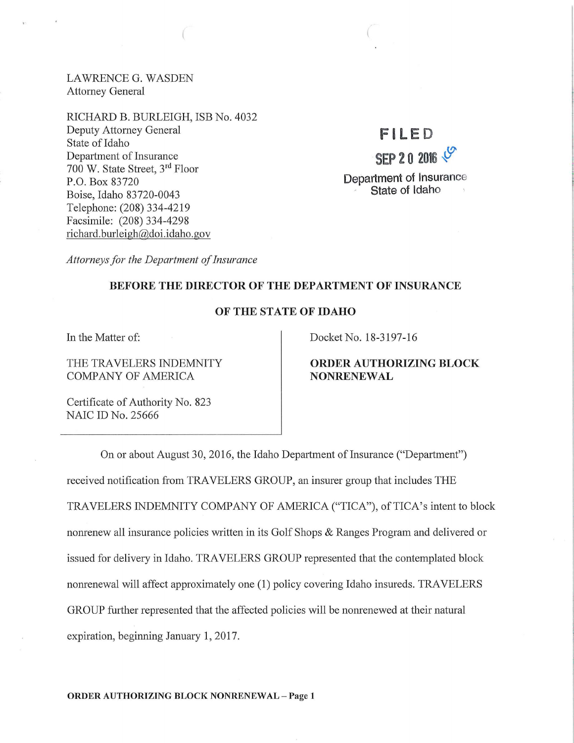LAWRENCE G. WASDEN
Attorney General

RICHARD B. BURLEIGH, ISB No. 4032
Deputy Attorney General
State of Idaho
Department of Insurance
700 W. State Street, 3rd Floor
P.O. Box 83720
Boise, Idaho 83720-0043
Telephone: (208) 334-4219
Facsimile: (208) 334-4298
richard.burleigh@doi.idaho.gov

FILED
SEP 20 2016
Department of Insurance
State of Idaho

*Attorneys for the Department of Insurance*

**BEFORE THE DIRECTOR OF THE DEPARTMENT OF INSURANCE**

**OF THE STATE OF IDAHO**

| In the Matter of: | Docket No. 18-3197-16 |
|---|---|
| THE TRAVELERS INDEMNITY COMPANY OF AMERICA | **ORDER AUTHORIZING BLOCK NONRENEWAL** |
| Certificate of Authority No. 823<br>NAIC ID No. 25666 | |

On or about August 30, 2016, the Idaho Department of Insurance ("Department") received notification from TRAVELERS GROUP, an insurer group that includes THE TRAVELERS INDEMNITY COMPANY OF AMERICA ("TICA"), of TICA's intent to block nonrenew all insurance policies written in its Golf Shops & Ranges Program and delivered or issued for delivery in Idaho. TRAVELERS GROUP represented that the contemplated block nonrenewal will affect approximately one (1) policy covering Idaho insureds. TRAVELERS GROUP further represented that the affected policies will be nonrenewed at their natural expiration, beginning January 1, 2017.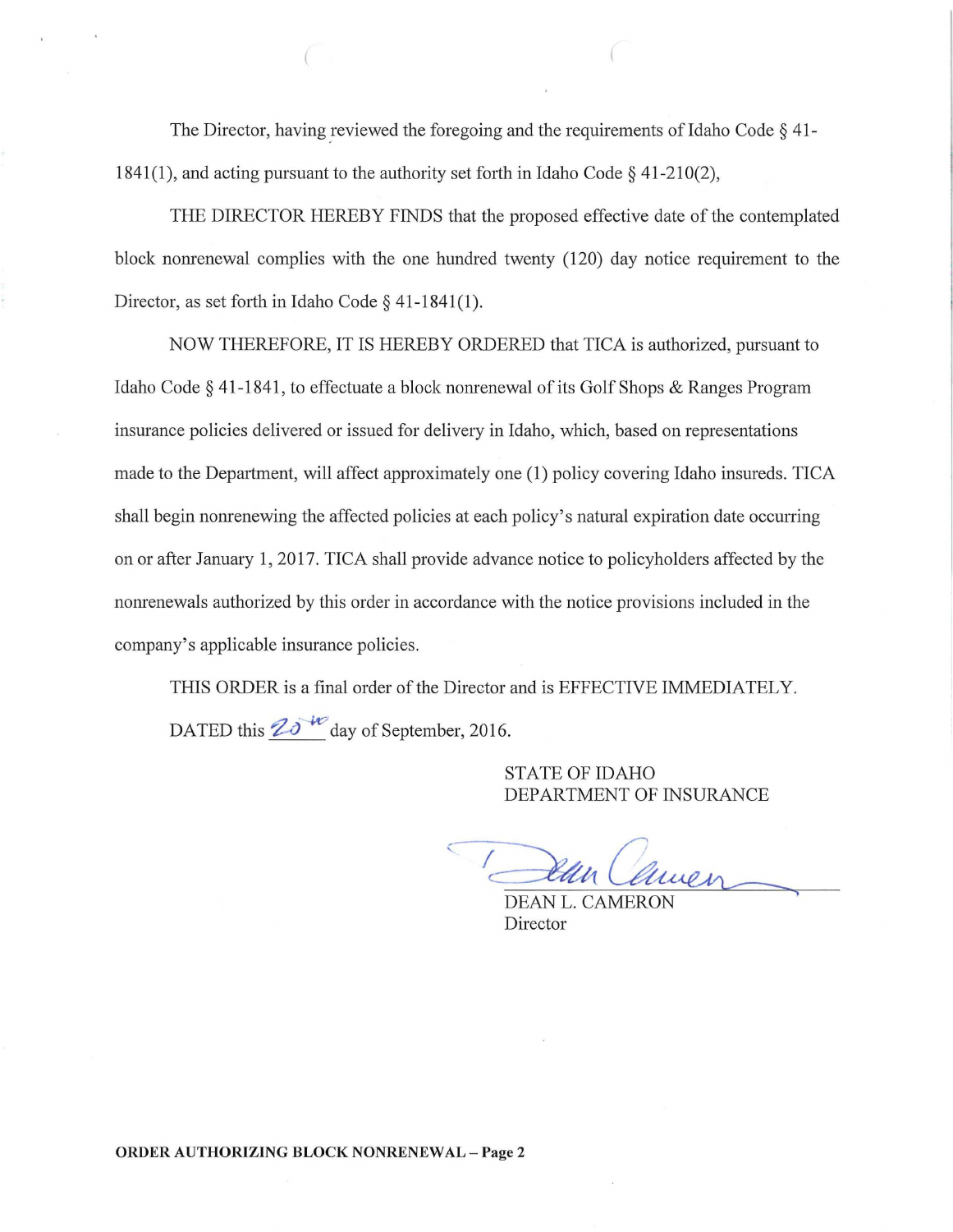The Director, having reviewed the foregoing and the requirements of Idaho Code § 41-1841(1), and acting pursuant to the authority set forth in Idaho Code § 41-210(2),

THE DIRECTOR HEREBY FINDS that the proposed effective date of the contemplated block nonrenewal complies with the one hundred twenty (120) day notice requirement to the Director, as set forth in Idaho Code § 41-1841(1).

NOW THEREFORE, IT IS HEREBY ORDERED that TICA is authorized, pursuant to Idaho Code § 41-1841, to effectuate a block nonrenewal of its Golf Shops & Ranges Program insurance policies delivered or issued for delivery in Idaho, which, based on representations made to the Department, will affect approximately one (1) policy covering Idaho insureds. TICA shall begin nonrenewing the affected policies at each policy's natural expiration date occurring on or after January 1, 2017. TICA shall provide advance notice to policyholders affected by the nonrenewals authorized by this order in accordance with the notice provisions included in the company's applicable insurance policies.

THIS ORDER is a final order of the Director and is EFFECTIVE IMMEDIATELY.

DATED this 20th day of September, 2016.

STATE OF IDAHO
DEPARTMENT OF INSURANCE

DEAN L. CAMERON
Director

**ORDER AUTHORIZING BLOCK NONRENEWAL – Page 2**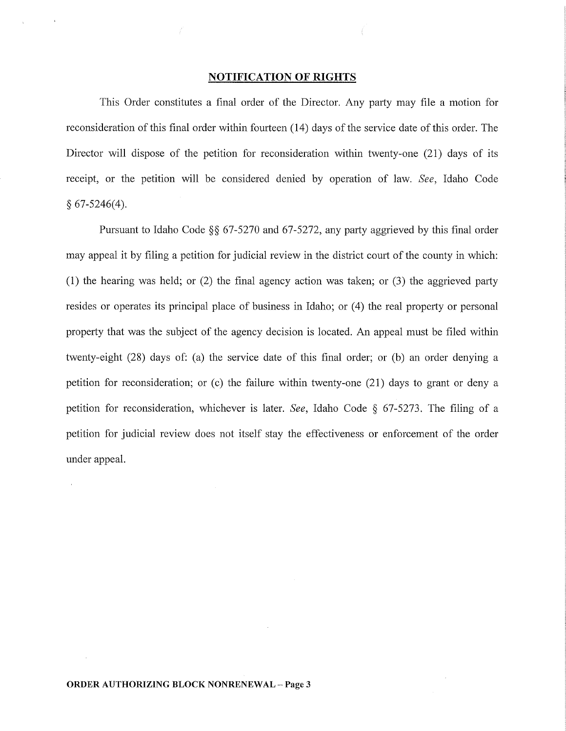## NOTIFICATION OF RIGHTS

This Order constitutes a final order of the Director. Any party may file a motion for reconsideration of this final order within fourteen (14) days of the service date of this order. The Director will dispose of the petition for reconsideration within twenty-one (21) days of its receipt, or the petition will be considered denied by operation of law. *See*, Idaho Code § 67-5246(4).

Pursuant to Idaho Code §§ 67-5270 and 67-5272, any party aggrieved by this final order may appeal it by filing a petition for judicial review in the district court of the county in which: (1) the hearing was held; or (2) the final agency action was taken; or (3) the aggrieved party resides or operates its principal place of business in Idaho; or (4) the real property or personal property that was the subject of the agency decision is located. An appeal must be filed within twenty-eight (28) days of: (a) the service date of this final order; or (b) an order denying a petition for reconsideration; or (c) the failure within twenty-one (21) days to grant or deny a petition for reconsideration, whichever is later. *See*, Idaho Code § 67-5273. The filing of a petition for judicial review does not itself stay the effectiveness or enforcement of the order under appeal.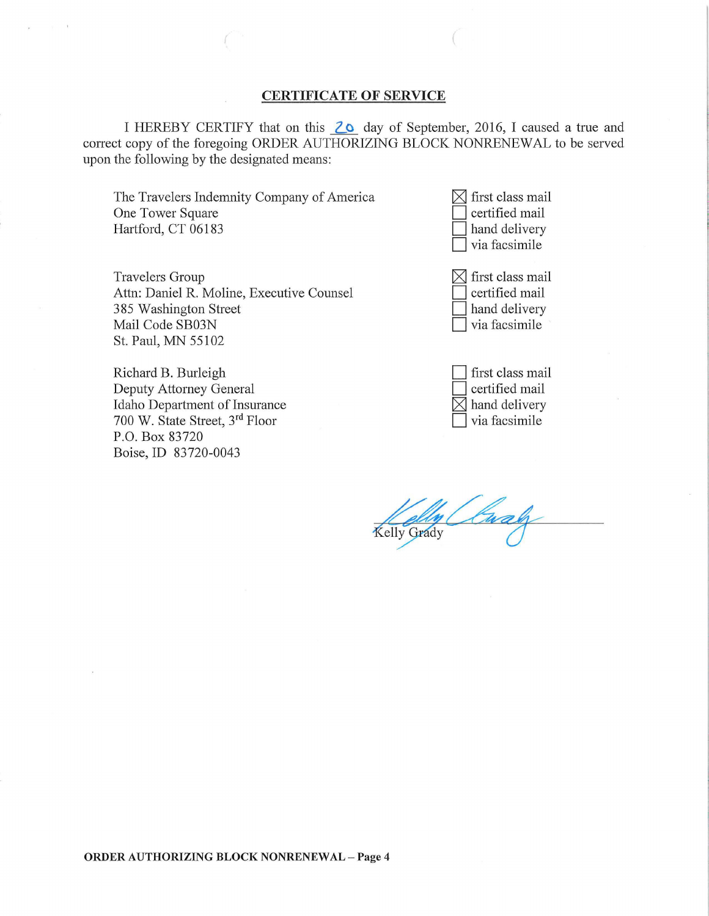## CERTIFICATE OF SERVICE

I HEREBY CERTIFY that on this 20 day of September, 2016, I caused a true and correct copy of the foregoing ORDER AUTHORIZING BLOCK NONRENEWAL to be served upon the following by the designated means:

The Travelers Indemnity Company of America
One Tower Square
Hartford, CT 06183

- [x] first class mail
- [ ] certified mail
- [ ] hand delivery
- [ ] via facsimile

Travelers Group
Attn: Daniel R. Moline, Executive Counsel
385 Washington Street
Mail Code SB03N
St. Paul, MN 55102

- [x] first class mail
- [ ] certified mail
- [ ] hand delivery
- [ ] via facsimile

Richard B. Burleigh
Deputy Attorney General
Idaho Department of Insurance
700 W. State Street, 3rd Floor
P.O. Box 83720
Boise, ID 83720-0043

- [ ] first class mail
- [ ] certified mail
- [x] hand delivery
- [ ] via facsimile

Kelly Grady